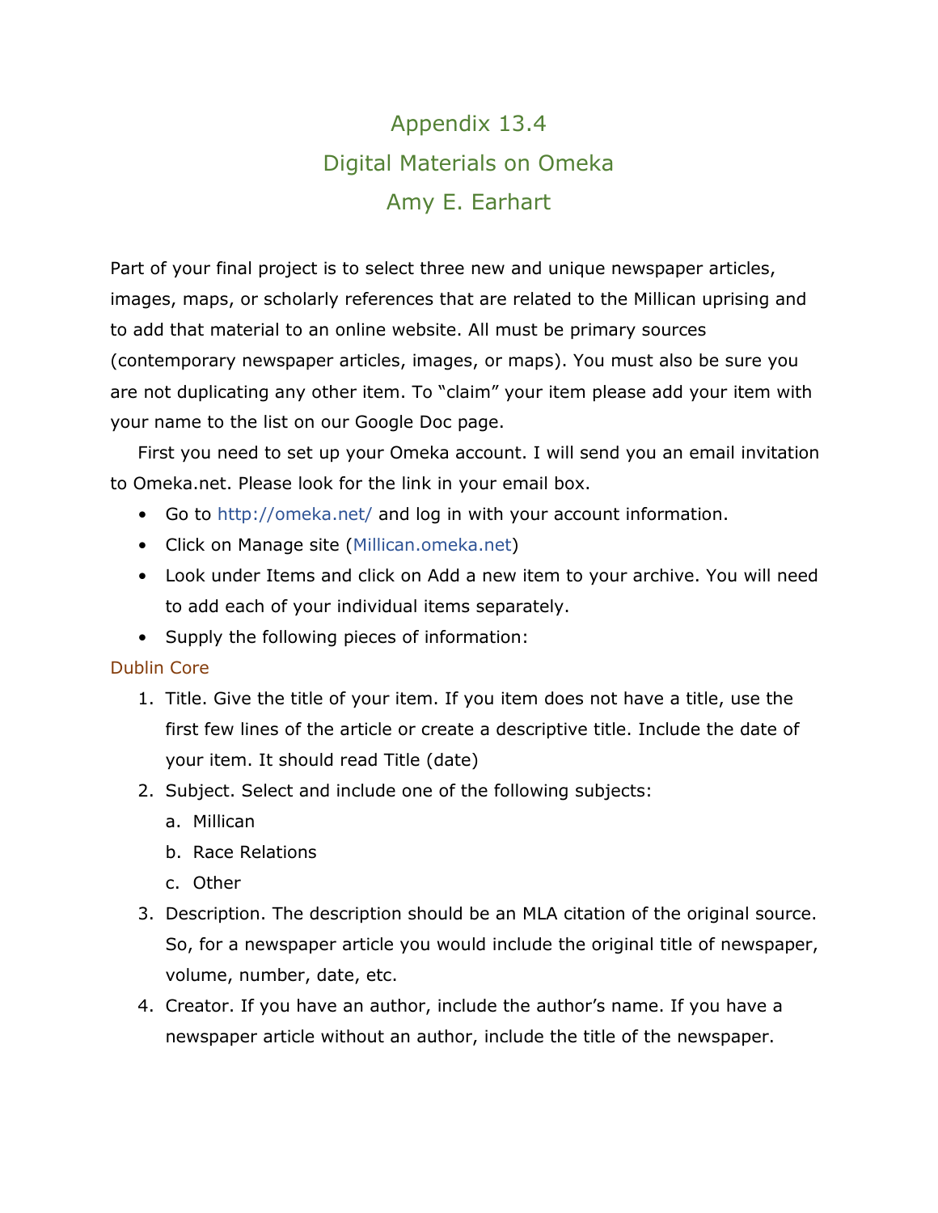# Appendix 13.4
# Digital Materials on Omeka
# Amy E. Earhart

Part of your final project is to select three new and unique newspaper articles, images, maps, or scholarly references that are related to the Millican uprising and to add that material to an online website. All must be primary sources (contemporary newspaper articles, images, or maps). You must also be sure you are not duplicating any other item. To "claim" your item please add your item with your name to the list on our Google Doc page.

First you need to set up your Omeka account. I will send you an email invitation to Omeka.net. Please look for the link in your email box.

- Go to http://omeka.net/ and log in with your account information.
- Click on Manage site (Millican.omeka.net)
- Look under Items and click on Add a new item to your archive. You will need to add each of your individual items separately.
- Supply the following pieces of information:

## Dublin Core

1. Title. Give the title of your item. If you item does not have a title, use the first few lines of the article or create a descriptive title. Include the date of your item. It should read Title (date)
2. Subject. Select and include one of the following subjects:
   a. Millican
   b. Race Relations
   c. Other
3. Description. The description should be an MLA citation of the original source. So, for a newspaper article you would include the original title of newspaper, volume, number, date, etc.
4. Creator. If you have an author, include the author's name. If you have a newspaper article without an author, include the title of the newspaper.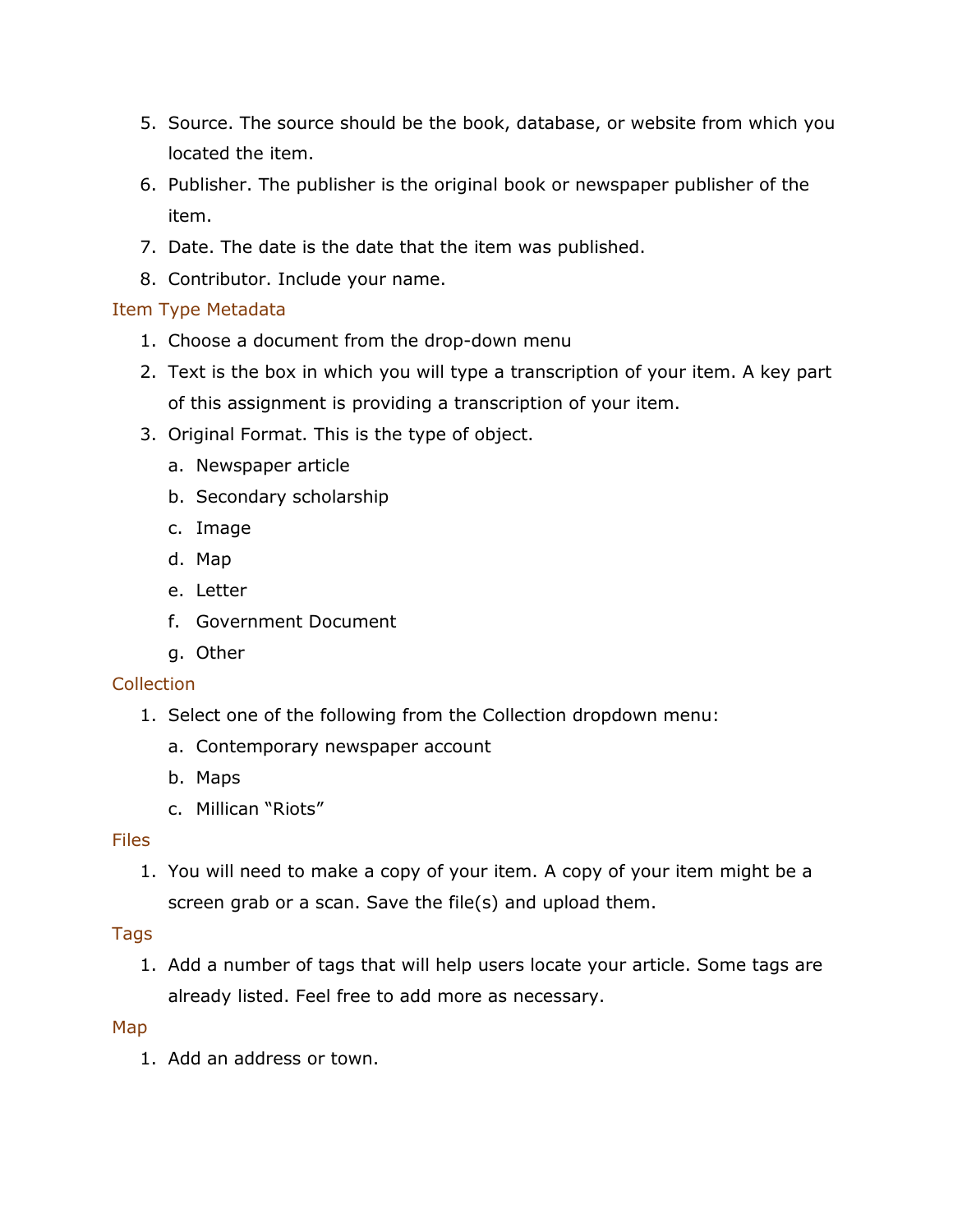5. Source. The source should be the book, database, or website from which you located the item.
6. Publisher. The publisher is the original book or newspaper publisher of the item.
7. Date. The date is the date that the item was published.
8. Contributor. Include your name.

### Item Type Metadata

1. Choose a document from the drop-down menu
2. Text is the box in which you will type a transcription of your item. A key part of this assignment is providing a transcription of your item.
3. Original Format. This is the type of object.
   a. Newspaper article
   b. Secondary scholarship
   c. Image
   d. Map
   e. Letter
   f. Government Document
   g. Other

### Collection

1. Select one of the following from the Collection dropdown menu:
   a. Contemporary newspaper account
   b. Maps
   c. Millican "Riots"

### Files

1. You will need to make a copy of your item. A copy of your item might be a screen grab or a scan. Save the file(s) and upload them.

### Tags

1. Add a number of tags that will help users locate your article. Some tags are already listed. Feel free to add more as necessary.

### Map

1. Add an address or town.